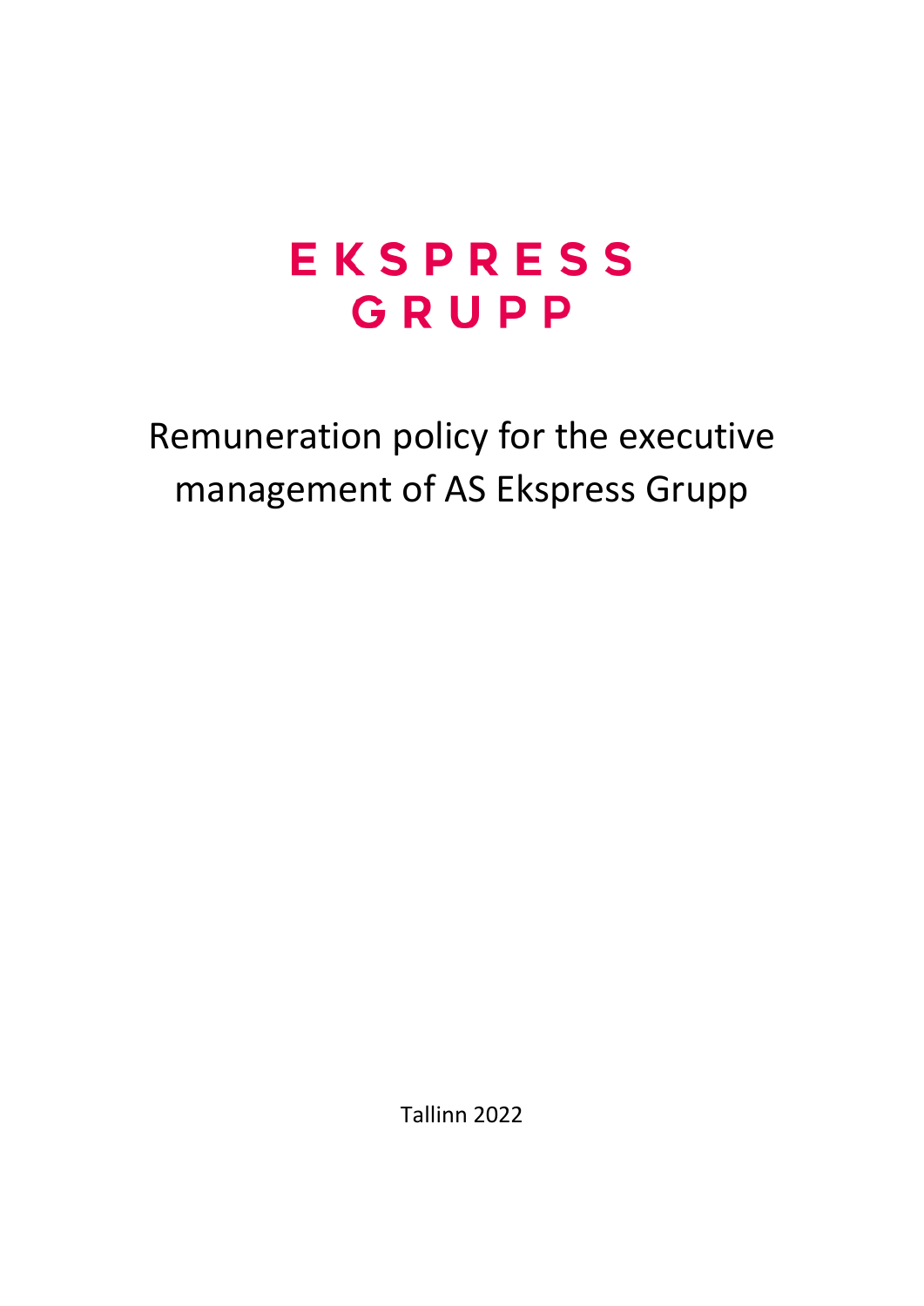# EKSPRESS GRUPP

# Remuneration policy for the executive management of AS Ekspress Grupp

Tallinn 2022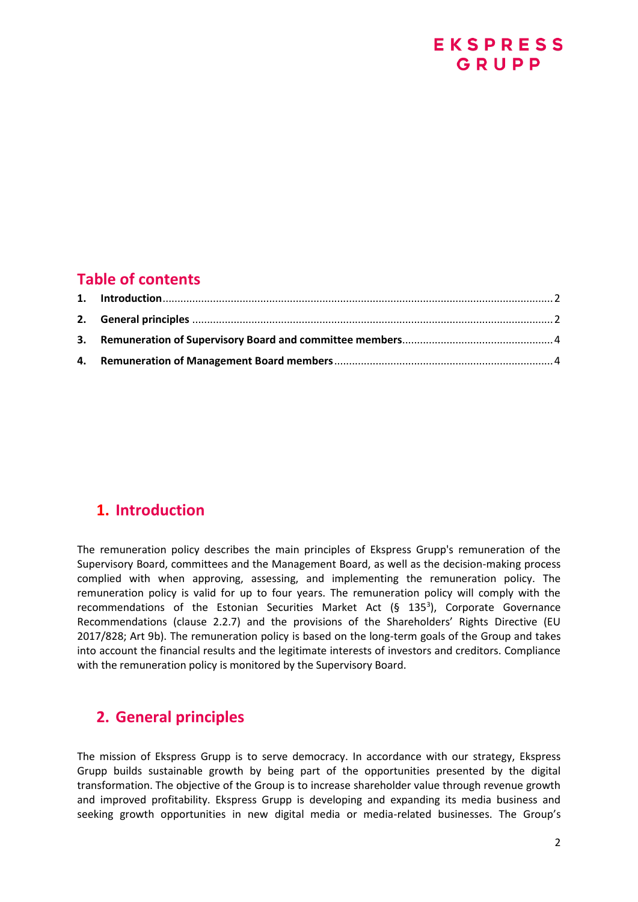## Table of contents

1. **Introduction** ..... 2
2. **General principles** ..... 2
3. **Remuneration of Supervisory Board and committee members** ..... 4
4. **Remuneration of Management Board members** ..... 4

## 1. Introduction

The remuneration policy describes the main principles of Ekspress Grupp's remuneration of the Supervisory Board, committees and the Management Board, as well as the decision-making process complied with when approving, assessing, and implementing the remuneration policy. The remuneration policy is valid for up to four years. The remuneration policy will comply with the recommendations of the Estonian Securities Market Act (§ $135^3$), Corporate Governance Recommendations (clause 2.2.7) and the provisions of the Shareholders' Rights Directive (EU 2017/828; Art 9b). The remuneration policy is based on the long-term goals of the Group and takes into account the financial results and the legitimate interests of investors and creditors. Compliance with the remuneration policy is monitored by the Supervisory Board.

## 2. General principles

The mission of Ekspress Grupp is to serve democracy. In accordance with our strategy, Ekspress Grupp builds sustainable growth by being part of the opportunities presented by the digital transformation. The objective of the Group is to increase shareholder value through revenue growth and improved profitability. Ekspress Grupp is developing and expanding its media business and seeking growth opportunities in new digital media or media-related businesses. The Group's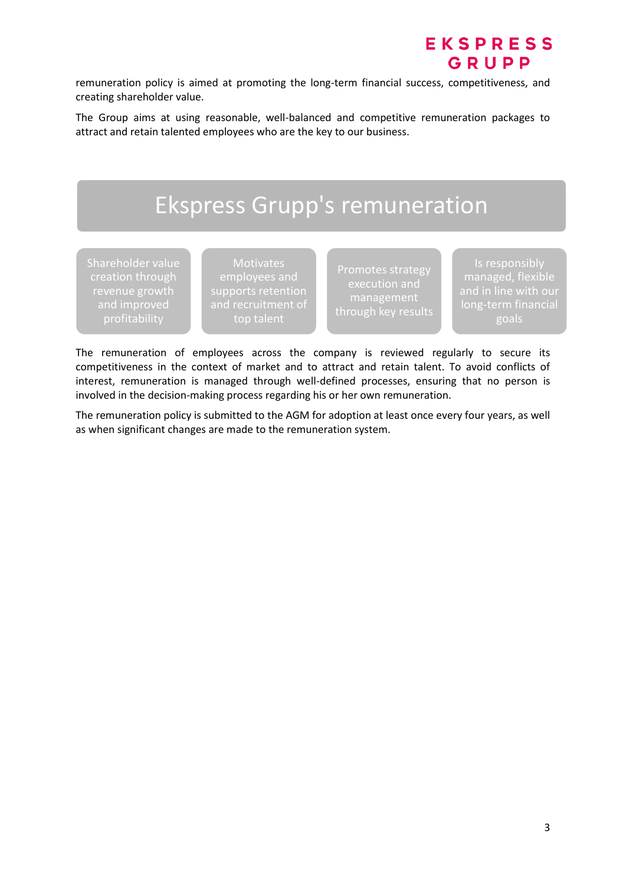remuneration policy is aimed at promoting the long-term financial success, competitiveness, and creating shareholder value.

The Group aims at using reasonable, well-balanced and competitive remuneration packages to attract and retain talented employees who are the key to our business.

## Ekspress Grupp's remuneration

- Shareholder value creation through revenue growth and improved profitability
- Motivates employees and supports retention and recruitment of top talent
- Promotes strategy execution and management through key results
- Is responsibly managed, flexible and in line with our long-term financial goals

The remuneration of employees across the company is reviewed regularly to secure its competitiveness in the context of market and to attract and retain talent. To avoid conflicts of interest, remuneration is managed through well-defined processes, ensuring that no person is involved in the decision-making process regarding his or her own remuneration.

The remuneration policy is submitted to the AGM for adoption at least once every four years, as well as when significant changes are made to the remuneration system.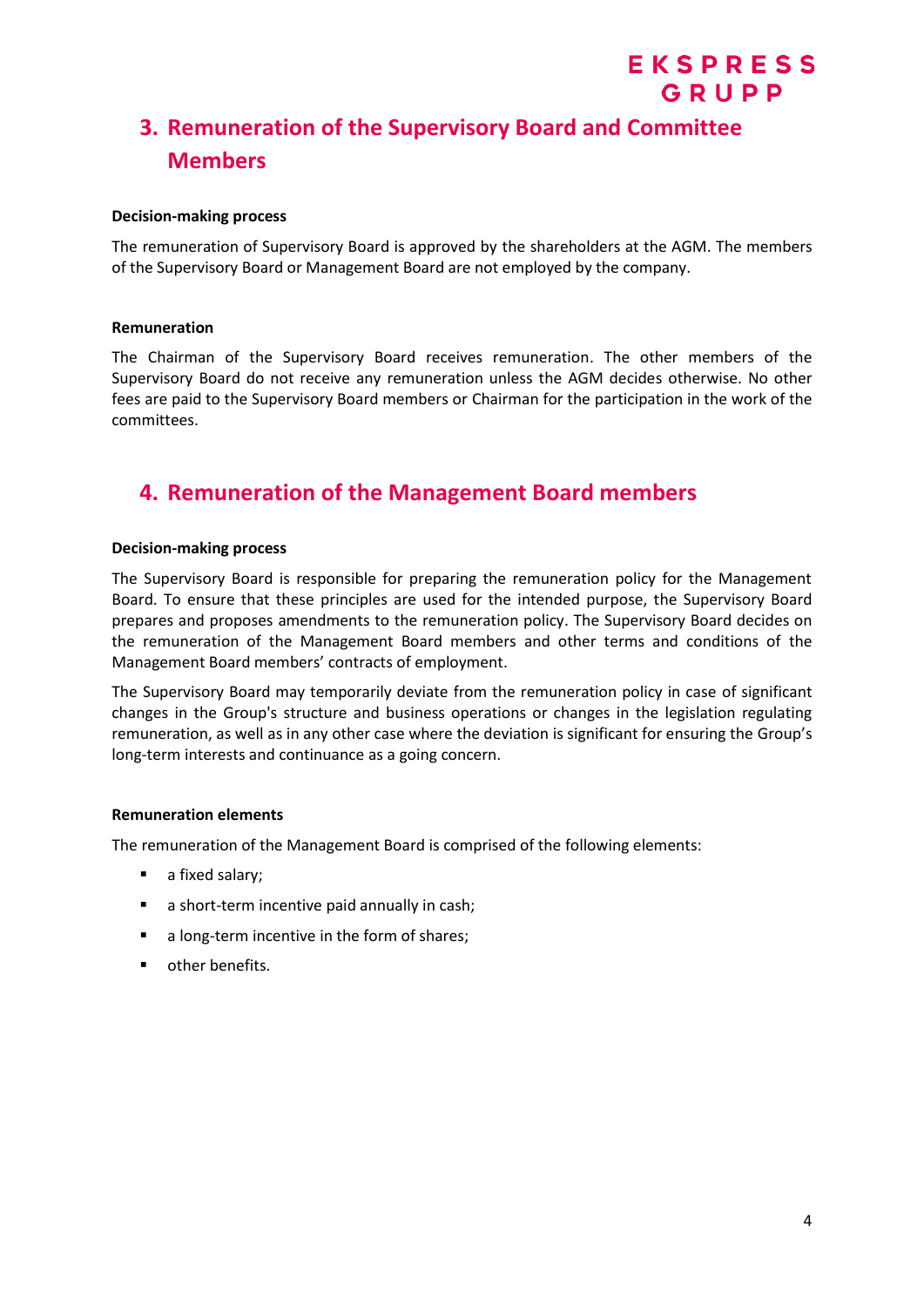## 3. Remuneration of the Supervisory Board and Committee Members

**Decision-making process**

The remuneration of Supervisory Board is approved by the shareholders at the AGM. The members of the Supervisory Board or Management Board are not employed by the company.

**Remuneration**

The Chairman of the Supervisory Board receives remuneration. The other members of the Supervisory Board do not receive any remuneration unless the AGM decides otherwise. No other fees are paid to the Supervisory Board members or Chairman for the participation in the work of the committees.

## 4. Remuneration of the Management Board members

**Decision-making process**

The Supervisory Board is responsible for preparing the remuneration policy for the Management Board. To ensure that these principles are used for the intended purpose, the Supervisory Board prepares and proposes amendments to the remuneration policy. The Supervisory Board decides on the remuneration of the Management Board members and other terms and conditions of the Management Board members' contracts of employment.

The Supervisory Board may temporarily deviate from the remuneration policy in case of significant changes in the Group's structure and business operations or changes in the legislation regulating remuneration, as well as in any other case where the deviation is significant for ensuring the Group's long-term interests and continuance as a going concern.

**Remuneration elements**

The remuneration of the Management Board is comprised of the following elements:

- a fixed salary;
- a short-term incentive paid annually in cash;
- a long-term incentive in the form of shares;
- other benefits.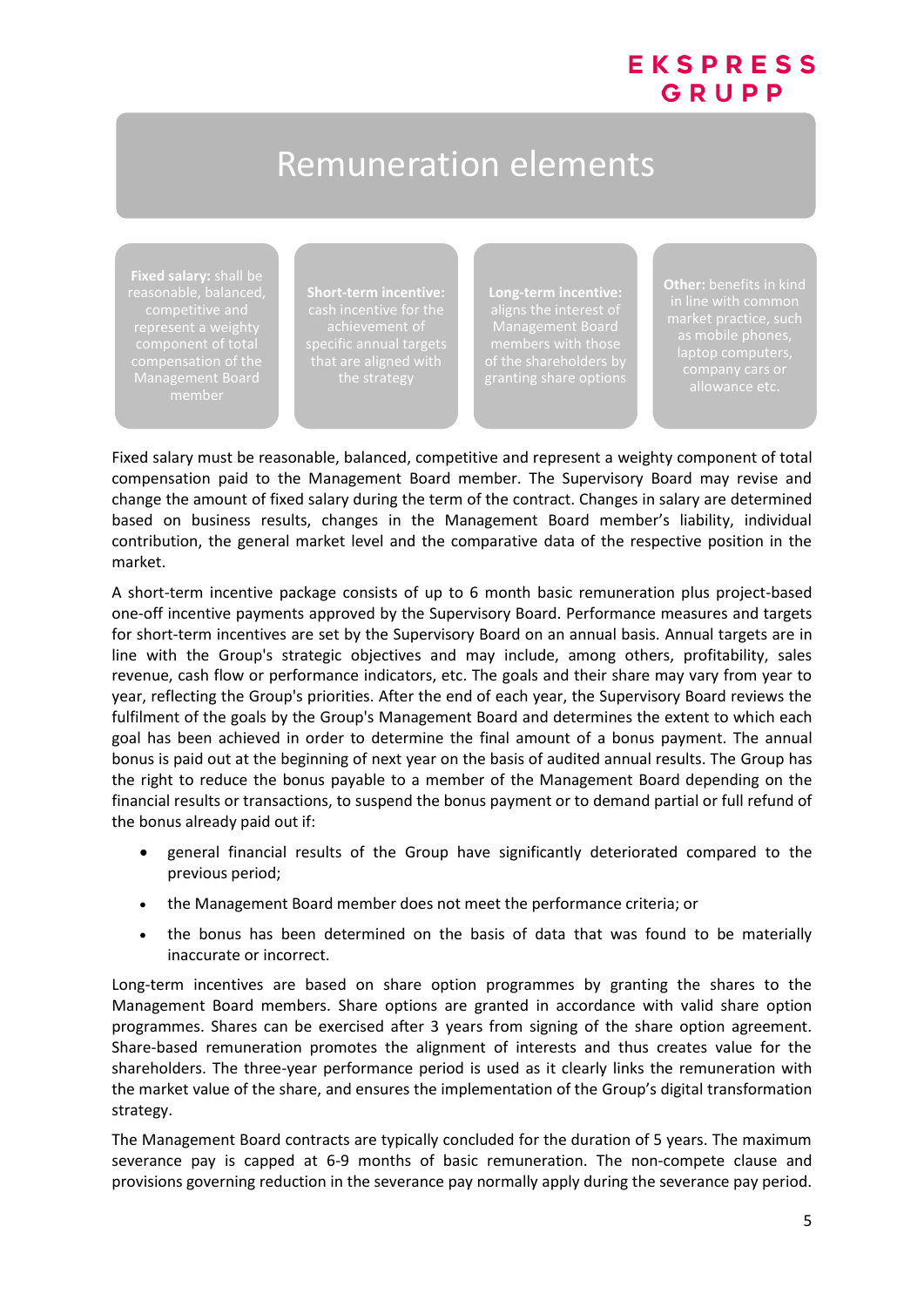# Remuneration elements

**Fixed salary:** shall be reasonable, balanced, competitive and represent a weighty component of total compensation of the Management Board member

**Short-term incentive:** cash incentive for the achievement of specific annual targets that are aligned with the strategy

**Long-term incentive:** aligns the interest of Management Board members with those of the shareholders by granting share options

**Other:** benefits in kind in line with common market practice, such as mobile phones, laptop computers, company cars or allowance etc.

Fixed salary must be reasonable, balanced, competitive and represent a weighty component of total compensation paid to the Management Board member. The Supervisory Board may revise and change the amount of fixed salary during the term of the contract. Changes in salary are determined based on business results, changes in the Management Board member's liability, individual contribution, the general market level and the comparative data of the respective position in the market.

A short-term incentive package consists of up to 6 month basic remuneration plus project-based one-off incentive payments approved by the Supervisory Board. Performance measures and targets for short-term incentives are set by the Supervisory Board on an annual basis. Annual targets are in line with the Group's strategic objectives and may include, among others, profitability, sales revenue, cash flow or performance indicators, etc. The goals and their share may vary from year to year, reflecting the Group's priorities. After the end of each year, the Supervisory Board reviews the fulfilment of the goals by the Group's Management Board and determines the extent to which each goal has been achieved in order to determine the final amount of a bonus payment. The annual bonus is paid out at the beginning of next year on the basis of audited annual results. The Group has the right to reduce the bonus payable to a member of the Management Board depending on the financial results or transactions, to suspend the bonus payment or to demand partial or full refund of the bonus already paid out if:

- general financial results of the Group have significantly deteriorated compared to the previous period;
- the Management Board member does not meet the performance criteria; or
- the bonus has been determined on the basis of data that was found to be materially inaccurate or incorrect.

Long-term incentives are based on share option programmes by granting the shares to the Management Board members. Share options are granted in accordance with valid share option programmes. Shares can be exercised after 3 years from signing of the share option agreement. Share-based remuneration promotes the alignment of interests and thus creates value for the shareholders. The three-year performance period is used as it clearly links the remuneration with the market value of the share, and ensures the implementation of the Group's digital transformation strategy.

The Management Board contracts are typically concluded for the duration of 5 years. The maximum severance pay is capped at 6-9 months of basic remuneration. The non-compete clause and provisions governing reduction in the severance pay normally apply during the severance pay period.